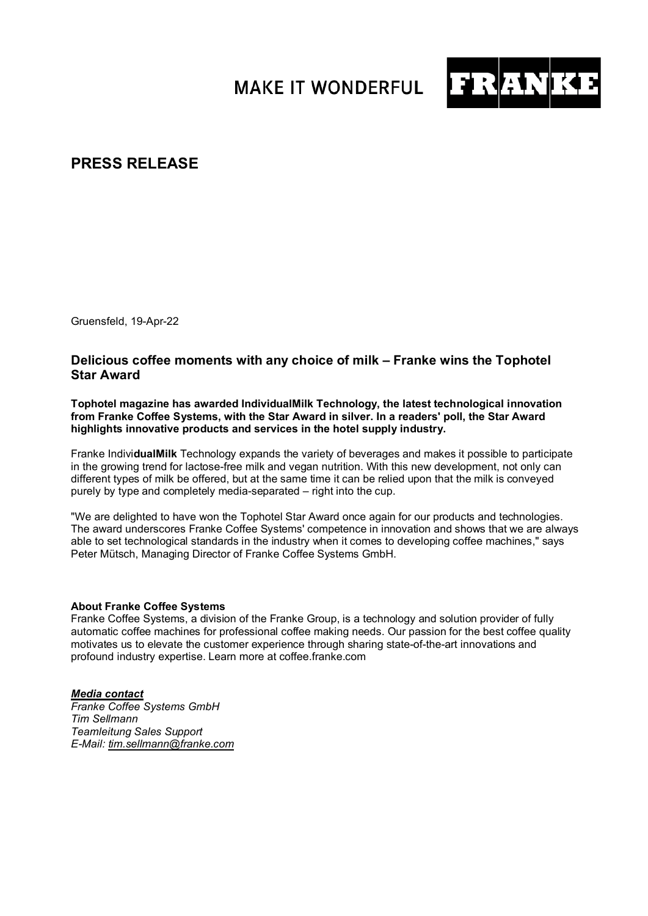MAKE IT WONDERFUL FRANKE

# PRESS RELEASE

Gruensfeld, 19-Apr-22

## Delicious coffee moments with any choice of milk – Franke wins the Tophotel Star Award

**Tophotel magazine has awarded IndividualMilk Technology, the latest technological innovation from Franke Coffee Systems, with the Star Award in silver. In a readers' poll, the Star Award highlights innovative products and services in the hotel supply industry.**

Franke Indivi**dualMilk** Technology expands the variety of beverages and makes it possible to participate in the growing trend for lactose-free milk and vegan nutrition. With this new development, not only can different types of milk be offered, but at the same time it can be relied upon that the milk is conveyed purely by type and completely media-separated – right into the cup.

"We are delighted to have won the Tophotel Star Award once again for our products and technologies. The award underscores Franke Coffee Systems' competence in innovation and shows that we are always able to set technological standards in the industry when it comes to developing coffee machines," says Peter Mütsch, Managing Director of Franke Coffee Systems GmbH.

**About Franke Coffee Systems**
Franke Coffee Systems, a division of the Franke Group, is a technology and solution provider of fully automatic coffee machines for professional coffee making needs. Our passion for the best coffee quality motivates us to elevate the customer experience through sharing state-of-the-art innovations and profound industry expertise. Learn more at coffee.franke.com

***Media contact***
*Franke Coffee Systems GmbH*
*Tim Sellmann*
*Teamleitung Sales Support*
*E-Mail: tim.sellmann@franke.com*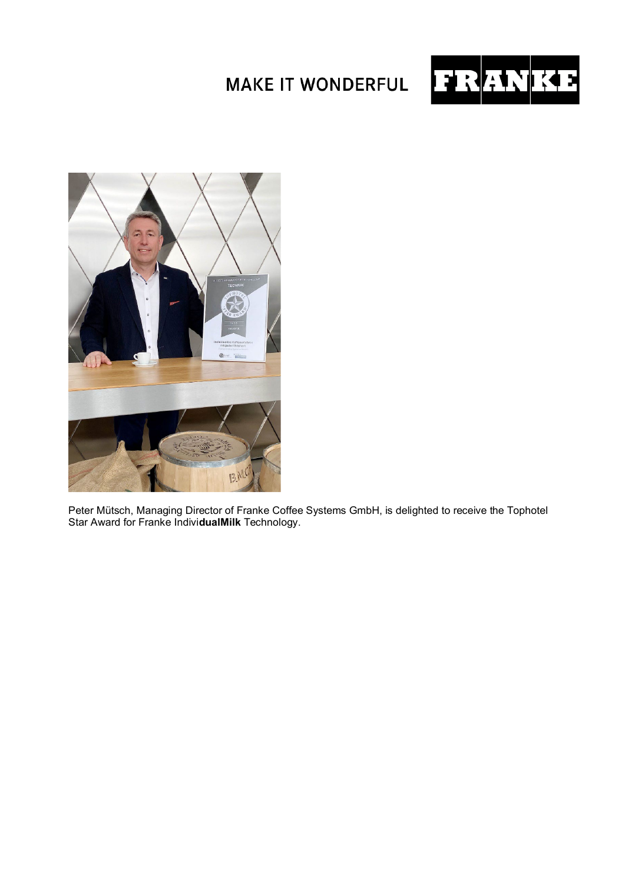Peter Mütsch, Managing Director of Franke Coffee Systems GmbH, is delighted to receive the Tophotel Star Award for Franke Indivi**dualMilk** Technology.